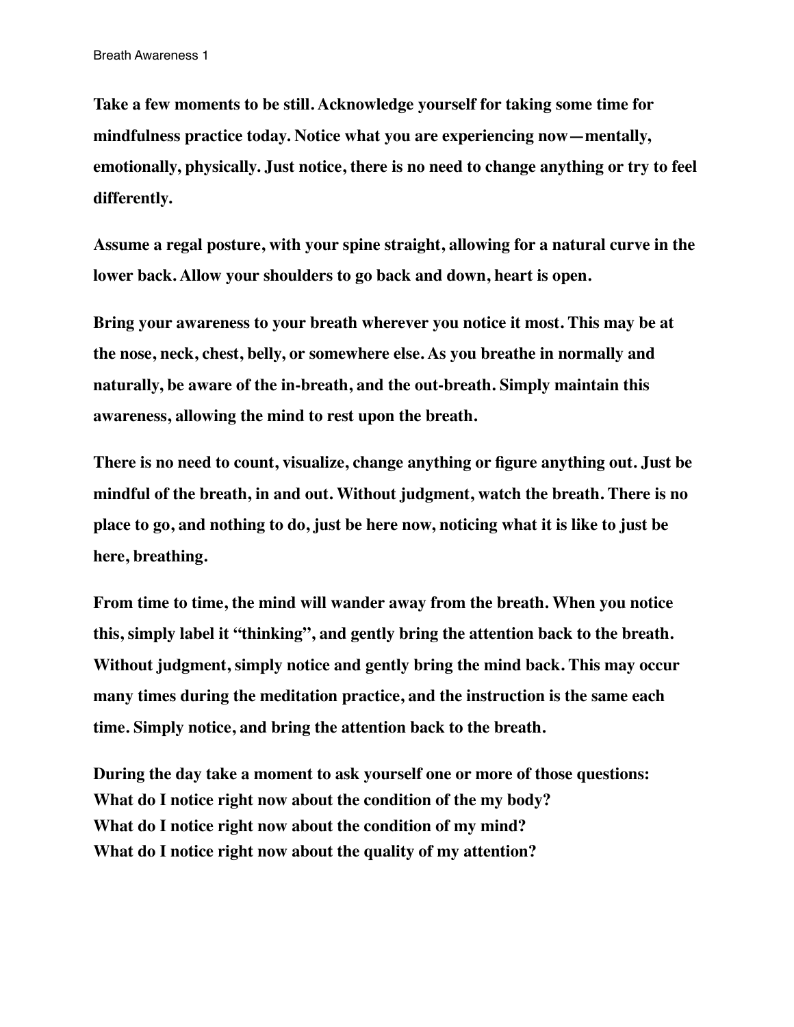**Take a few moments to be still. Acknowledge yourself for taking some time for mindfulness practice today. Notice what you are experiencing now—mentally, emotionally, physically. Just notice, there is no need to change anything or try to feel differently.**

**Assume a regal posture, with your spine straight, allowing for a natural curve in the lower back. Allow your shoulders to go back and down, heart is open.**

**Bring your awareness to your breath wherever you notice it most. This may be at the nose, neck, chest, belly, or somewhere else. As you breathe in normally and naturally, be aware of the in-breath, and the out-breath. Simply maintain this awareness, allowing the mind to rest upon the breath.**

**There is no need to count, visualize, change anything or figure anything out. Just be mindful of the breath, in and out. Without judgment, watch the breath. There is no place to go, and nothing to do, just be here now, noticing what it is like to just be here, breathing.**

**From time to time, the mind will wander away from the breath. When you notice this, simply label it "thinking", and gently bring the attention back to the breath. Without judgment, simply notice and gently bring the mind back. This may occur many times during the meditation practice, and the instruction is the same each time. Simply notice, and bring the attention back to the breath.**

**During the day take a moment to ask yourself one or more of those questions:**
**What do I notice right now about the condition of the my body?**
**What do I notice right now about the condition of my mind?**
**What do I notice right now about the quality of my attention?**